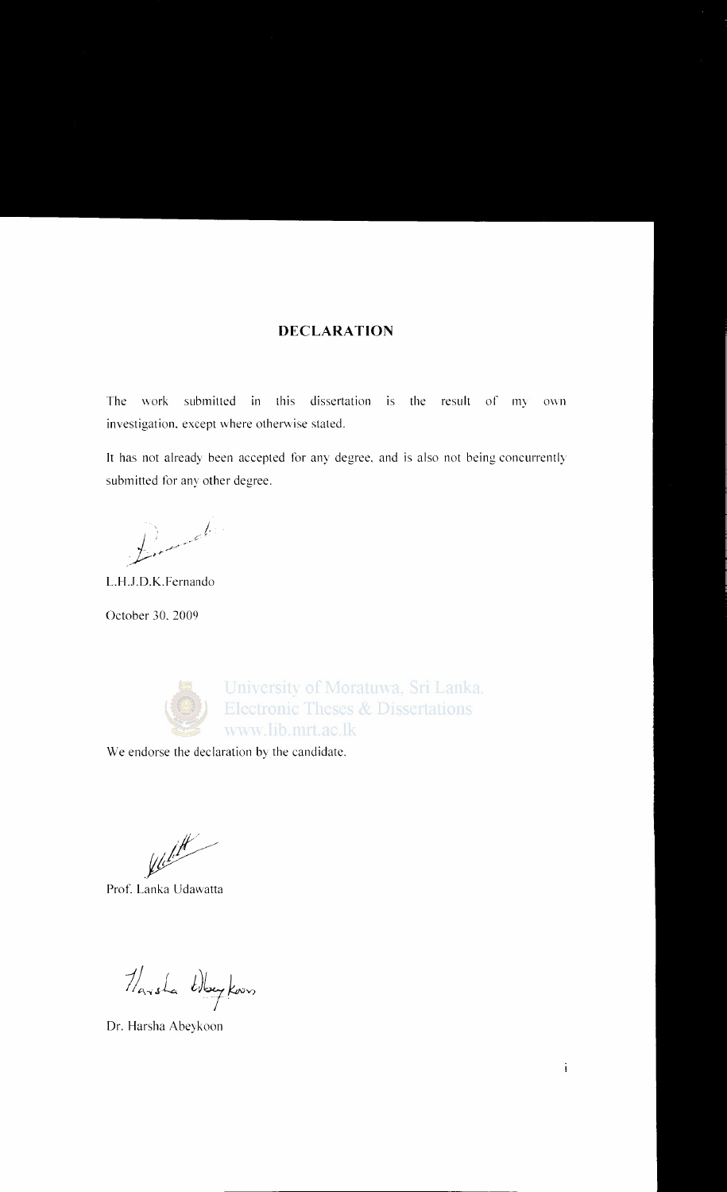## DECLARATION

The work submitted in this dissertation is the result of my own investigation, except where otherwise stated.

It has not already been accepted for any degree, and is also not being concurrently submitted for any other degree.

L.H.J.D.K.Fernando

October 30, 2009

University of Moratuwa, Sri Lanka.
Electronic Theses & Dissertations
www.lib.mrt.ac.lk

We endorse the declaration by the candidate.

Prof. Lanka Udawatta

Dr. Harsha Abeykoon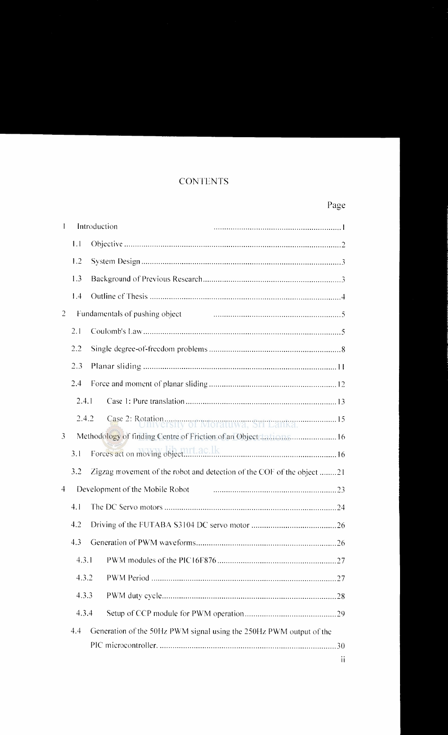# CONTENTS

| | Page |
|---|---|
| 1 Introduction | 1 |
| 1.1 Objective | 2 |
| 1.2 System Design | 3 |
| 1.3 Background of Previous Research | 3 |
| 1.4 Outline of Thesis | 4 |
| 2 Fundamentals of pushing object | 5 |
| 2.1 Coulomb's Law | 5 |
| 2.2 Single degree-of-freedom problems | 8 |
| 2.3 Planar sliding | 11 |
| 2.4 Force and moment of planar sliding | 12 |
| 2.4.1 Case 1: Pure translation | 13 |
| 2.4.2 Case 2: Rotation | 15 |
| 3 Methodology of finding Centre of Friction of an Object | 16 |
| 3.1 Forces act on moving object | 16 |
| 3.2 Zigzag movement of the robot and detection of the COF of the object | 21 |
| 4 Development of the Mobile Robot | 23 |
| 4.1 The DC Servo motors | 24 |
| 4.2 Driving of the FUTABA S3104 DC servo motor | 26 |
| 4.3 Generation of PWM waveforms | 26 |
| 4.3.1 PWM modules of the PIC16F876 | 27 |
| 4.3.2 PWM Period | 27 |
| 4.3.3 PWM duty cycle | 28 |
| 4.3.4 Setup of CCP module for PWM operation | 29 |
| 4.4 Generation of the 50Hz PWM signal using the 250Hz PWM output of the PIC microcontroller. | 30 |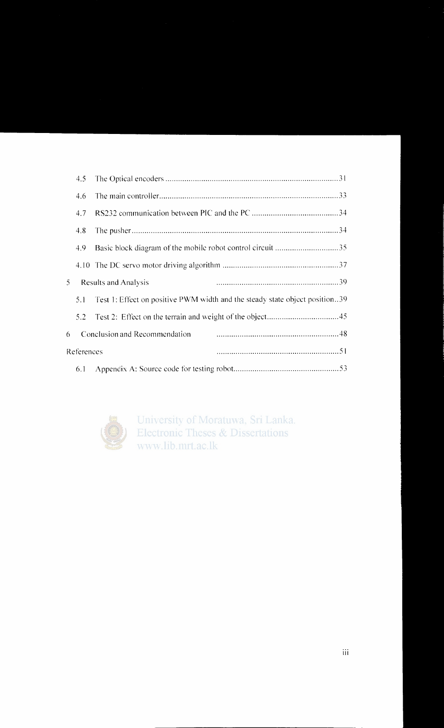4.5 The Optical encoders ..... 31

4.6 The main controller ..... 33

4.7 RS232 communication between PIC and the PC ..... 34

4.8 The pusher ..... 34

4.9 Basic block diagram of the mobile robot control circuit ..... 35

4.10 The DC servo motor driving algorithm ..... 37

5 Results and Analysis ..... 39

5.1 Test 1: Effect on positive PWM width and the steady state object position ..... 39

5.2 Test 2: Effect on the terrain and weight of the object ..... 45

6 Conclusion and Recommendation ..... 48

References ..... 51

6.1 Appendix A: Source code for testing robot ..... 53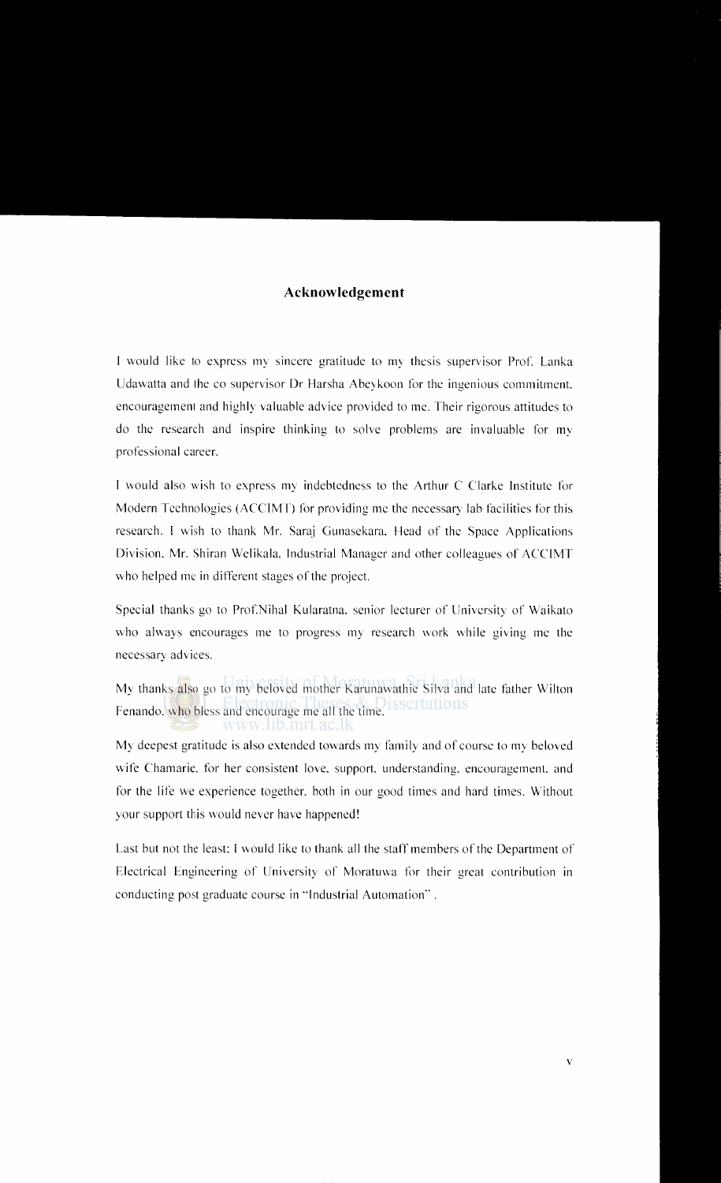## Acknowledgement

I would like to express my sincere gratitude to my thesis supervisor Prof. Lanka Udawatta and the co supervisor Dr Harsha Abeykoon for the ingenious commitment, encouragement and highly valuable advice provided to me. Their rigorous attitudes to do the research and inspire thinking to solve problems are invaluable for my professional career.

I would also wish to express my indebtedness to the Arthur C Clarke Institute for Modern Technologies (ACCIMT) for providing me the necessary lab facilities for this research. I wish to thank Mr. Saraj Gunasekara, Head of the Space Applications Division, Mr. Shiran Welikala, Industrial Manager and other colleagues of ACCIMT who helped me in different stages of the project.

Special thanks go to Prof.Nihal Kularatna, senior lecturer of University of Waikato who always encourages me to progress my research work while giving me the necessary advices.

My thanks also go to my beloved mother Karunawathie Silva and late father Wilton Fenando, who bless and encourage me all the time.

My deepest gratitude is also extended towards my family and of course to my beloved wife Chamarie, for her consistent love, support, understanding, encouragement, and for the life we experience together, both in our good times and hard times. Without your support this would never have happened!

Last but not the least: I would like to thank all the staff members of the Department of Electrical Engineering of University of Moratuwa for their great contribution in conducting post graduate course in "Industrial Automation".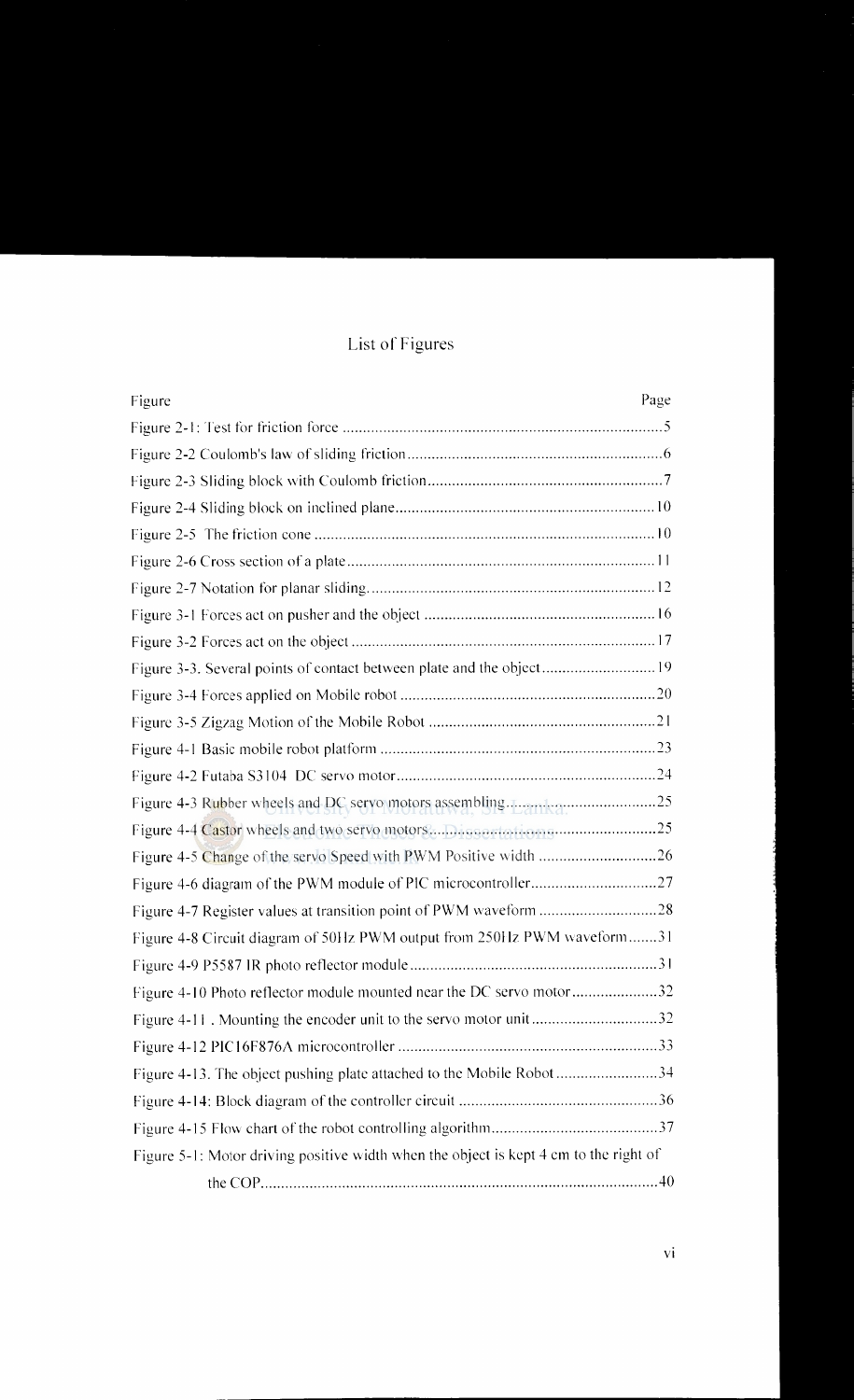# List of Figures

| Figure | Page |
|---|---|
| Figure 2-1: Test for friction force | 5 |
| Figure 2-2 Coulomb's law of sliding friction | 6 |
| Figure 2-3 Sliding block with Coulomb friction | 7 |
| Figure 2-4 Sliding block on inclined plane | 10 |
| Figure 2-5 The friction cone | 10 |
| Figure 2-6 Cross section of a plate | 11 |
| Figure 2-7 Notation for planar sliding | 12 |
| Figure 3-1 Forces act on pusher and the object | 16 |
| Figure 3-2 Forces act on the object | 17 |
| Figure 3-3. Several points of contact between plate and the object | 19 |
| Figure 3-4 Forces applied on Mobile robot | 20 |
| Figure 3-5 Zigzag Motion of the Mobile Robot | 21 |
| Figure 4-1 Basic mobile robot platform | 23 |
| Figure 4-2 Futaba S3104 DC servo motor | 24 |
| Figure 4-3 Rubber wheels and DC servo motors assembling | 25 |
| Figure 4-4 Castor wheels and two servo motors | 25 |
| Figure 4-5 Change of the servo Speed with PWM Positive width | 26 |
| Figure 4-6 diagram of the PWM module of PIC microcontroller | 27 |
| Figure 4-7 Register values at transition point of PWM waveform | 28 |
| Figure 4-8 Circuit diagram of 50Hz PWM output from 250Hz PWM waveform | 31 |
| Figure 4-9 P5587 IR photo reflector module | 31 |
| Figure 4-10 Photo reflector module mounted near the DC servo motor | 32 |
| Figure 4-11 . Mounting the encoder unit to the servo motor unit | 32 |
| Figure 4-12 PIC16F876A microcontroller | 33 |
| Figure 4-13. The object pushing plate attached to the Mobile Robot | 34 |
| Figure 4-14: Block diagram of the controller circuit | 36 |
| Figure 4-15 Flow chart of the robot controlling algorithm | 37 |
| Figure 5-1: Motor driving positive width when the object is kept 4 cm to the right of the COP | 40 |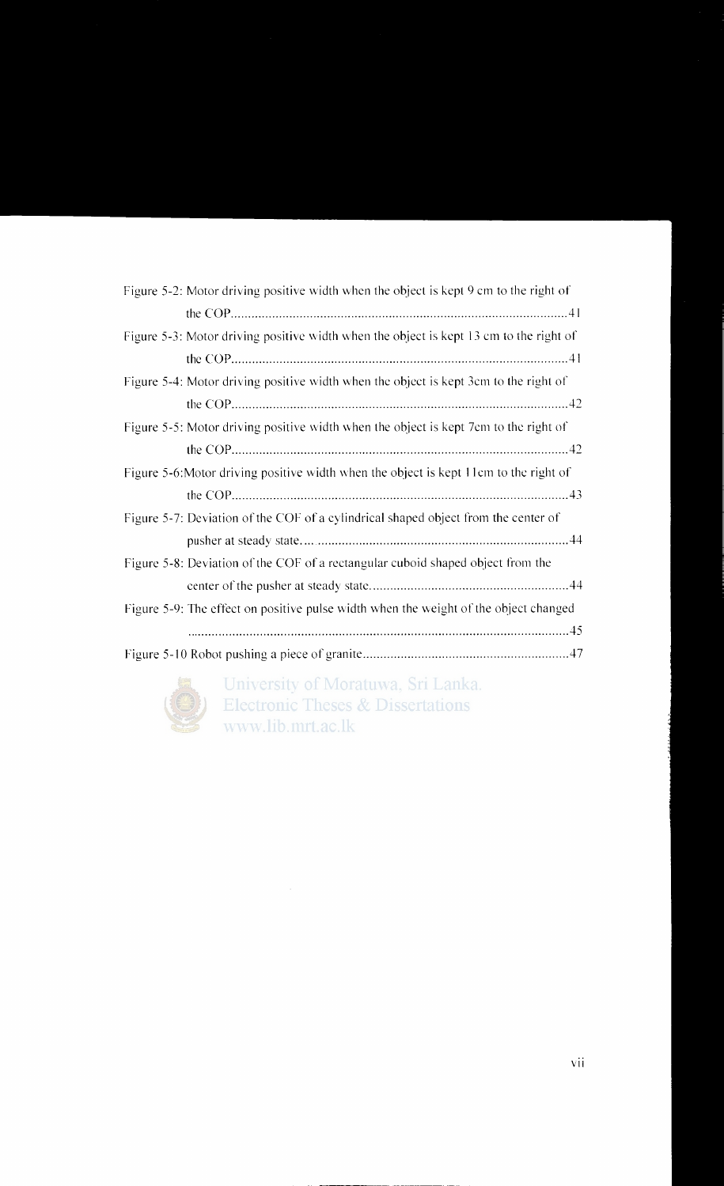Figure 5-2: Motor driving positive width when the object is kept 9 cm to the right of the COP........................................................................................................41

Figure 5-3: Motor driving positive width when the object is kept 13 cm to the right of the COP........................................................................................................41

Figure 5-4: Motor driving positive width when the object is kept 3cm to the right of the COP........................................................................................................42

Figure 5-5: Motor driving positive width when the object is kept 7cm to the right of the COP........................................................................................................42

Figure 5-6:Motor driving positive width when the object is kept 11cm to the right of the COP........................................................................................................43

Figure 5-7: Deviation of the COF of a cylindrical shaped object from the center of pusher at steady state.... .......................................................................44

Figure 5-8: Deviation of the COF of a rectangular cuboid shaped object from the center of the pusher at steady state.........................................................44

Figure 5-9: The effect on positive pulse width when the weight of the object changed ..............................................................................................................45

Figure 5-10 Robot pushing a piece of granite...........................................................47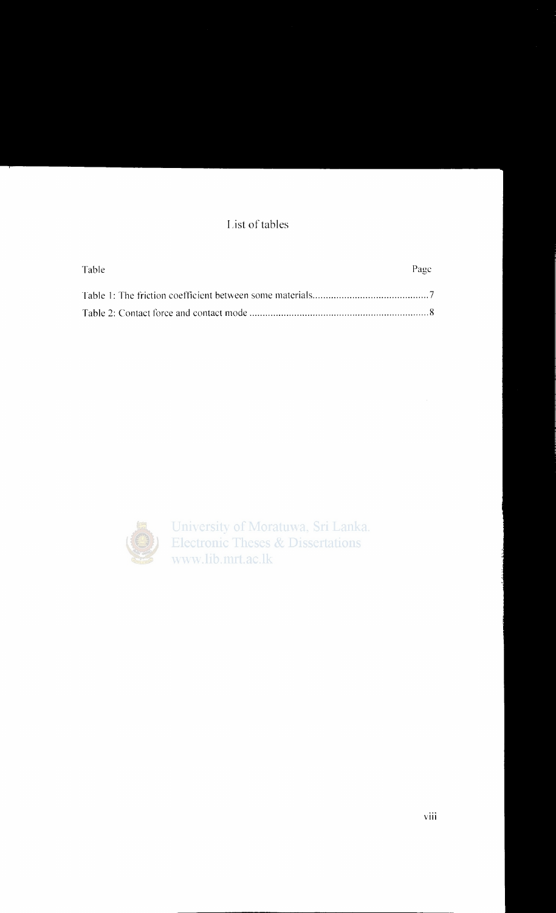# List of tables

| Table | Page |
|---|---|
| Table 1: The friction coefficient between some materials | 7 |
| Table 2: Contact force and contact mode | 8 |

University of Moratuwa, Sri Lanka.
Electronic Theses & Dissertations
www.lib.mrt.ac.lk